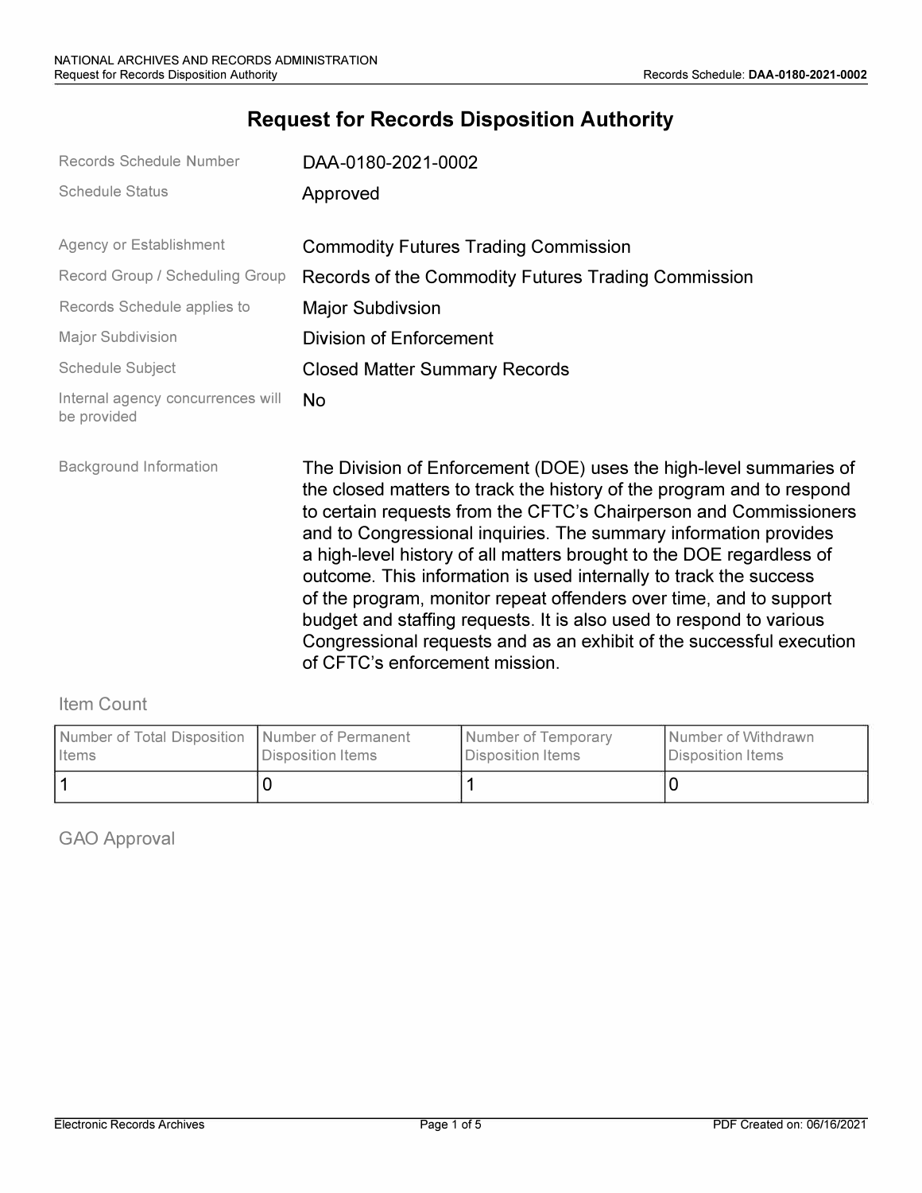# Request for Records Disposition Authority

| | |
|---|---|
| Records Schedule Number | DAA-0180-2021-0002 |
| Schedule Status | Approved |
| Agency or Establishment | Commodity Futures Trading Commission |
| Record Group / Scheduling Group | Records of the Commodity Futures Trading Commission |
| Records Schedule applies to | Major Subdivsion |
| Major Subdivision | Division of Enforcement |
| Schedule Subject | Closed Matter Summary Records |
| Internal agency concurrences will be provided | No |
| Background Information | The Division of Enforcement (DOE) uses the high-level summaries of the closed matters to track the history of the program and to respond to certain requests from the CFTC's Chairperson and Commissioners and to Congressional inquiries. The summary information provides a high-level history of all matters brought to the DOE regardless of outcome. This information is used internally to track the success of the program, monitor repeat offenders over time, and to support budget and staffing requests. It is also used to respond to various Congressional requests and as an exhibit of the successful execution of CFTC's enforcement mission. |

## Item Count

| Number of Total Disposition Items | Number of Permanent Disposition Items | Number of Temporary Disposition Items | Number of Withdrawn Disposition Items |
|---|---|---|---|
| 1 | 0 | 1 | 0 |

## GAO Approval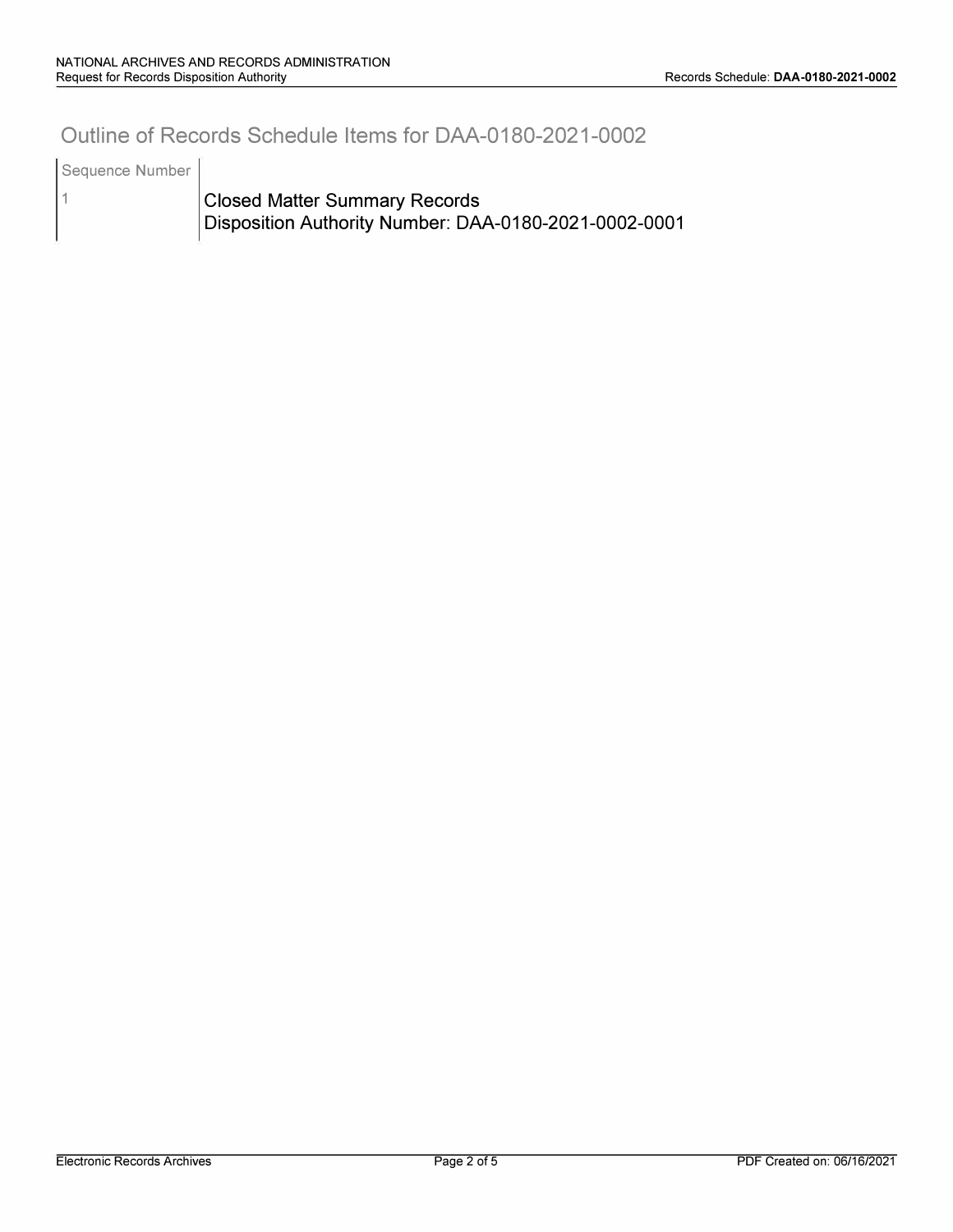# Outline of Records Schedule Items for DAA-0180-2021-0002

| Sequence Number | |
| --- | --- |
| 1 | Closed Matter Summary Records<br>Disposition Authority Number: DAA-0180-2021-0002-0001 |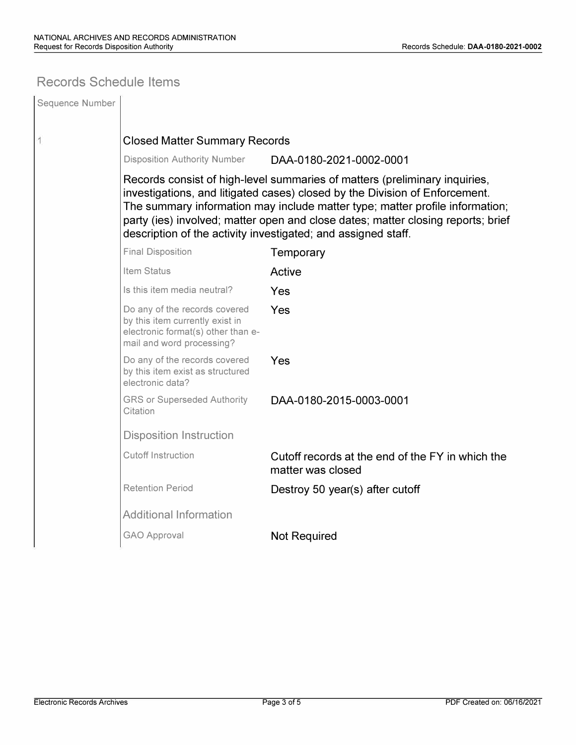## Records Schedule Items

| Sequence Number | |
|---|---|
| 1 | **Closed Matter Summary Records** |

| | |
|---|---|
| Disposition Authority Number | DAA-0180-2021-0002-0001 |

Records consist of high-level summaries of matters (preliminary inquiries, investigations, and litigated cases) closed by the Division of Enforcement. The summary information may include matter type; matter profile information; party (ies) involved; matter open and close dates; matter closing reports; brief description of the activity investigated; and assigned staff.

| | |
|---|---|
| Final Disposition | Temporary |
| Item Status | Active |
| Is this item media neutral? | Yes |
| Do any of the records covered by this item currently exist in electronic format(s) other than e-mail and word processing? | Yes |
| Do any of the records covered by this item exist as structured electronic data? | Yes |
| GRS or Superseded Authority Citation | DAA-0180-2015-0003-0001 |

### Disposition Instruction

| | |
|---|---|
| Cutoff Instruction | Cutoff records at the end of the FY in which the matter was closed |
| Retention Period | Destroy 50 year(s) after cutoff |

### Additional Information

| | |
|---|---|
| GAO Approval | Not Required |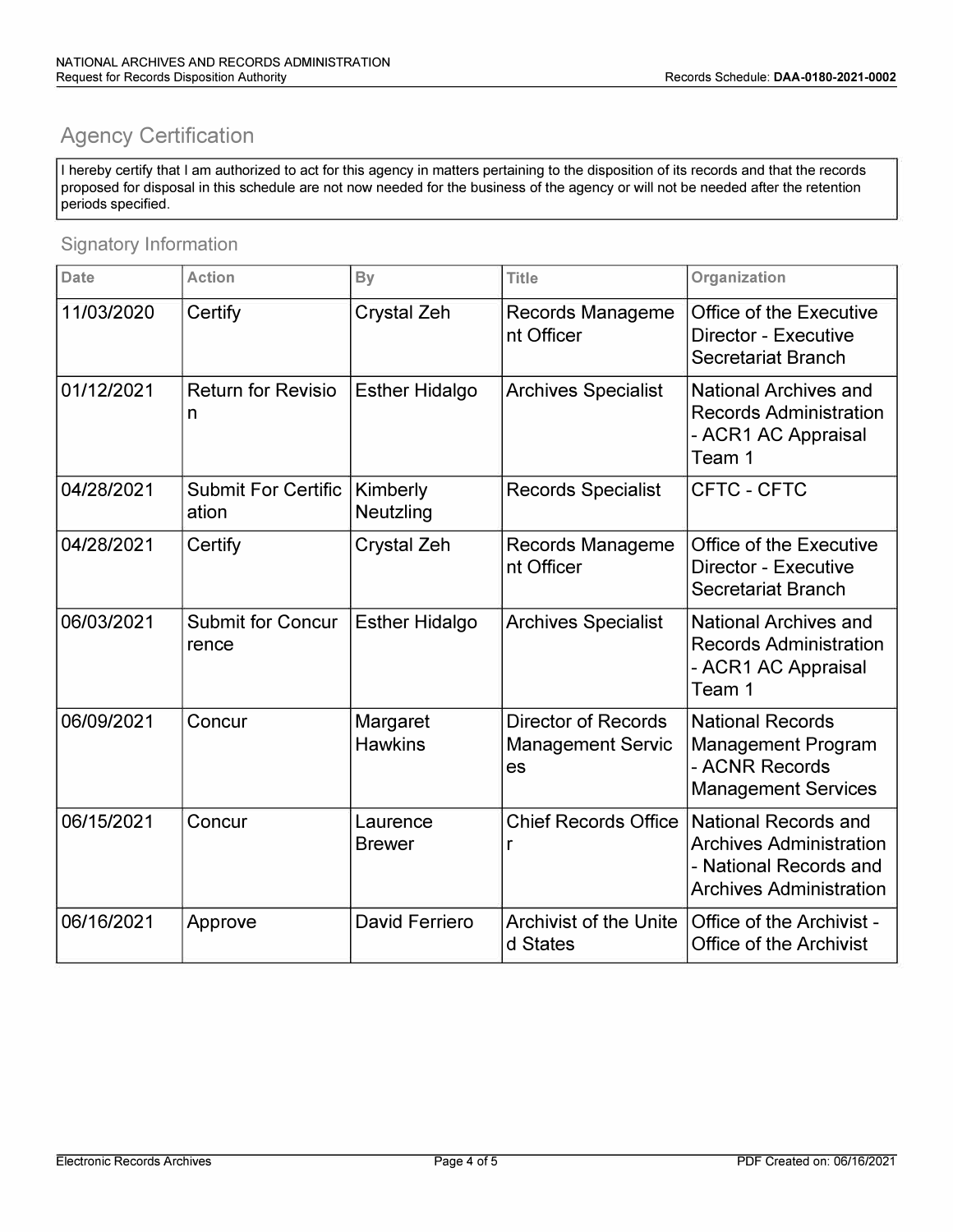## Agency Certification

I hereby certify that I am authorized to act for this agency in matters pertaining to the disposition of its records and that the records proposed for disposal in this schedule are not now needed for the business of the agency or will not be needed after the retention periods specified.

### Signatory Information

| Date | Action | By | Title | Organization |
|---|---|---|---|---|
| 11/03/2020 | Certify | Crystal Zeh | Records Management Officer | Office of the Executive Director - Executive Secretariat Branch |
| 01/12/2021 | Return for Revision | Esther Hidalgo | Archives Specialist | National Archives and Records Administration - ACR1 AC Appraisal Team 1 |
| 04/28/2021 | Submit For Certification | Kimberly Neutzling | Records Specialist | CFTC - CFTC |
| 04/28/2021 | Certify | Crystal Zeh | Records Management Officer | Office of the Executive Director - Executive Secretariat Branch |
| 06/03/2021 | Submit for Concurrence | Esther Hidalgo | Archives Specialist | National Archives and Records Administration - ACR1 AC Appraisal Team 1 |
| 06/09/2021 | Concur | Margaret Hawkins | Director of Records Management Services | National Records Management Program - ACNR Records Management Services |
| 06/15/2021 | Concur | Laurence Brewer | Chief Records Officer | National Records and Archives Administration - National Records and Archives Administration |
| 06/16/2021 | Approve | David Ferriero | Archivist of the United States | Office of the Archivist - Office of the Archivist |